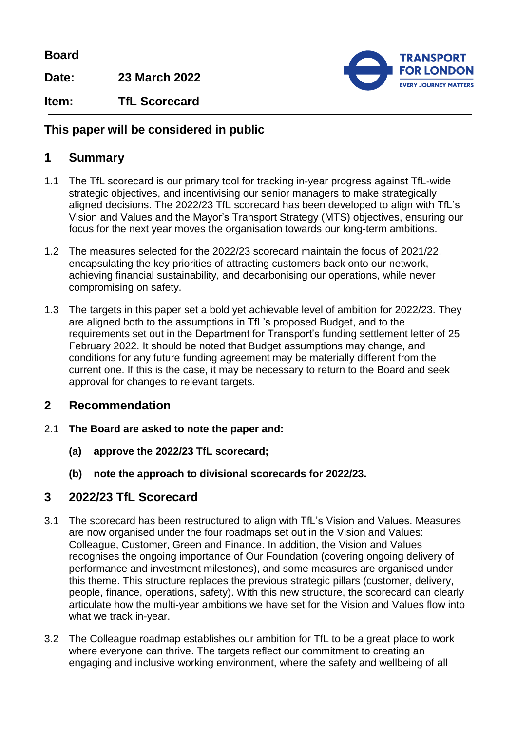**Board**

**Date:** **23 March 2022**

**Item:** **TfL Scorecard**

**This paper will be considered in public**

## 1 Summary

1.1 The TfL scorecard is our primary tool for tracking in-year progress against TfL-wide strategic objectives, and incentivising our senior managers to make strategically aligned decisions. The 2022/23 TfL scorecard has been developed to align with TfL's Vision and Values and the Mayor's Transport Strategy (MTS) objectives, ensuring our focus for the next year moves the organisation towards our long-term ambitions.

1.2 The measures selected for the 2022/23 scorecard maintain the focus of 2021/22, encapsulating the key priorities of attracting customers back onto our network, achieving financial sustainability, and decarbonising our operations, while never compromising on safety.

1.3 The targets in this paper set a bold yet achievable level of ambition for 2022/23. They are aligned both to the assumptions in TfL's proposed Budget, and to the requirements set out in the Department for Transport's funding settlement letter of 25 February 2022. It should be noted that Budget assumptions may change, and conditions for any future funding agreement may be materially different from the current one. If this is the case, it may be necessary to return to the Board and seek approval for changes to relevant targets.

## 2 Recommendation

2.1 **The Board are asked to note the paper and:**

**(a) approve the 2022/23 TfL scorecard;**

**(b) note the approach to divisional scorecards for 2022/23.**

## 3 2022/23 TfL Scorecard

3.1 The scorecard has been restructured to align with TfL's Vision and Values. Measures are now organised under the four roadmaps set out in the Vision and Values: Colleague, Customer, Green and Finance. In addition, the Vision and Values recognises the ongoing importance of Our Foundation (covering ongoing delivery of performance and investment milestones), and some measures are organised under this theme. This structure replaces the previous strategic pillars (customer, delivery, people, finance, operations, safety). With this new structure, the scorecard can clearly articulate how the multi-year ambitions we have set for the Vision and Values flow into what we track in-year.

3.2 The Colleague roadmap establishes our ambition for TfL to be a great place to work where everyone can thrive. The targets reflect our commitment to creating an engaging and inclusive working environment, where the safety and wellbeing of all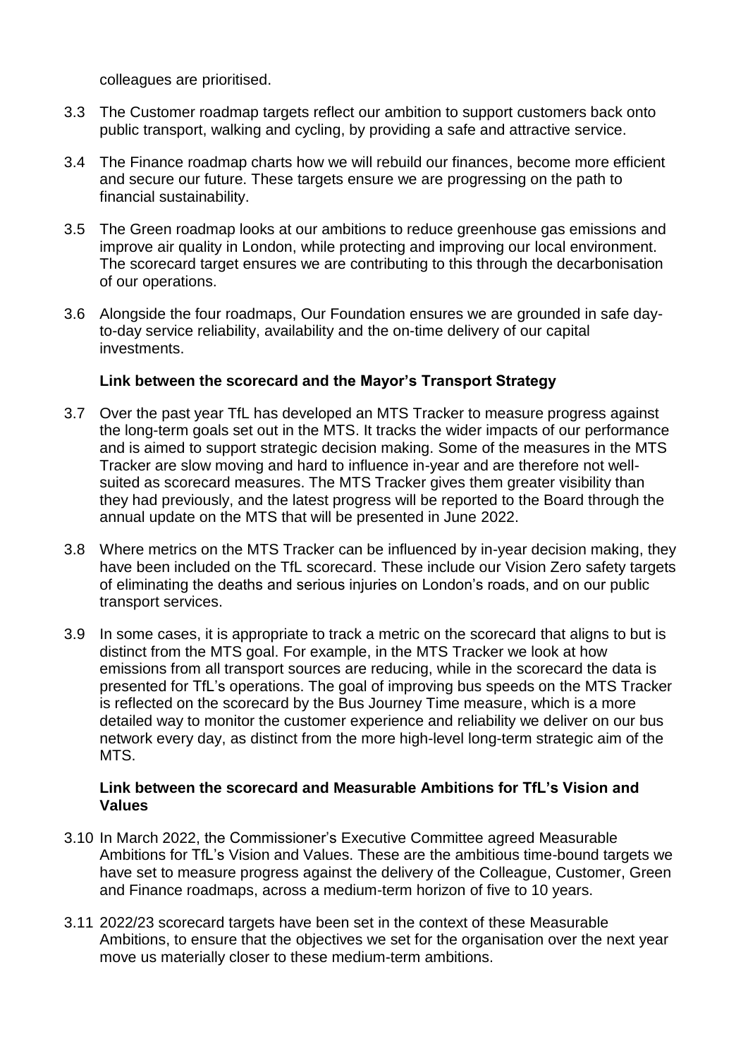colleagues are prioritised.

3.3 The Customer roadmap targets reflect our ambition to support customers back onto public transport, walking and cycling, by providing a safe and attractive service.

3.4 The Finance roadmap charts how we will rebuild our finances, become more efficient and secure our future. These targets ensure we are progressing on the path to financial sustainability.

3.5 The Green roadmap looks at our ambitions to reduce greenhouse gas emissions and improve air quality in London, while protecting and improving our local environment. The scorecard target ensures we are contributing to this through the decarbonisation of our operations.

3.6 Alongside the four roadmaps, Our Foundation ensures we are grounded in safe day-to-day service reliability, availability and the on-time delivery of our capital investments.

**Link between the scorecard and the Mayor's Transport Strategy**

3.7 Over the past year TfL has developed an MTS Tracker to measure progress against the long-term goals set out in the MTS. It tracks the wider impacts of our performance and is aimed to support strategic decision making. Some of the measures in the MTS Tracker are slow moving and hard to influence in-year and are therefore not well-suited as scorecard measures. The MTS Tracker gives them greater visibility than they had previously, and the latest progress will be reported to the Board through the annual update on the MTS that will be presented in June 2022.

3.8 Where metrics on the MTS Tracker can be influenced by in-year decision making, they have been included on the TfL scorecard. These include our Vision Zero safety targets of eliminating the deaths and serious injuries on London's roads, and on our public transport services.

3.9 In some cases, it is appropriate to track a metric on the scorecard that aligns to but is distinct from the MTS goal. For example, in the MTS Tracker we look at how emissions from all transport sources are reducing, while in the scorecard the data is presented for TfL's operations. The goal of improving bus speeds on the MTS Tracker is reflected on the scorecard by the Bus Journey Time measure, which is a more detailed way to monitor the customer experience and reliability we deliver on our bus network every day, as distinct from the more high-level long-term strategic aim of the MTS.

**Link between the scorecard and Measurable Ambitions for TfL's Vision and Values**

3.10 In March 2022, the Commissioner's Executive Committee agreed Measurable Ambitions for TfL's Vision and Values. These are the ambitious time-bound targets we have set to measure progress against the delivery of the Colleague, Customer, Green and Finance roadmaps, across a medium-term horizon of five to 10 years.

3.11 2022/23 scorecard targets have been set in the context of these Measurable Ambitions, to ensure that the objectives we set for the organisation over the next year move us materially closer to these medium-term ambitions.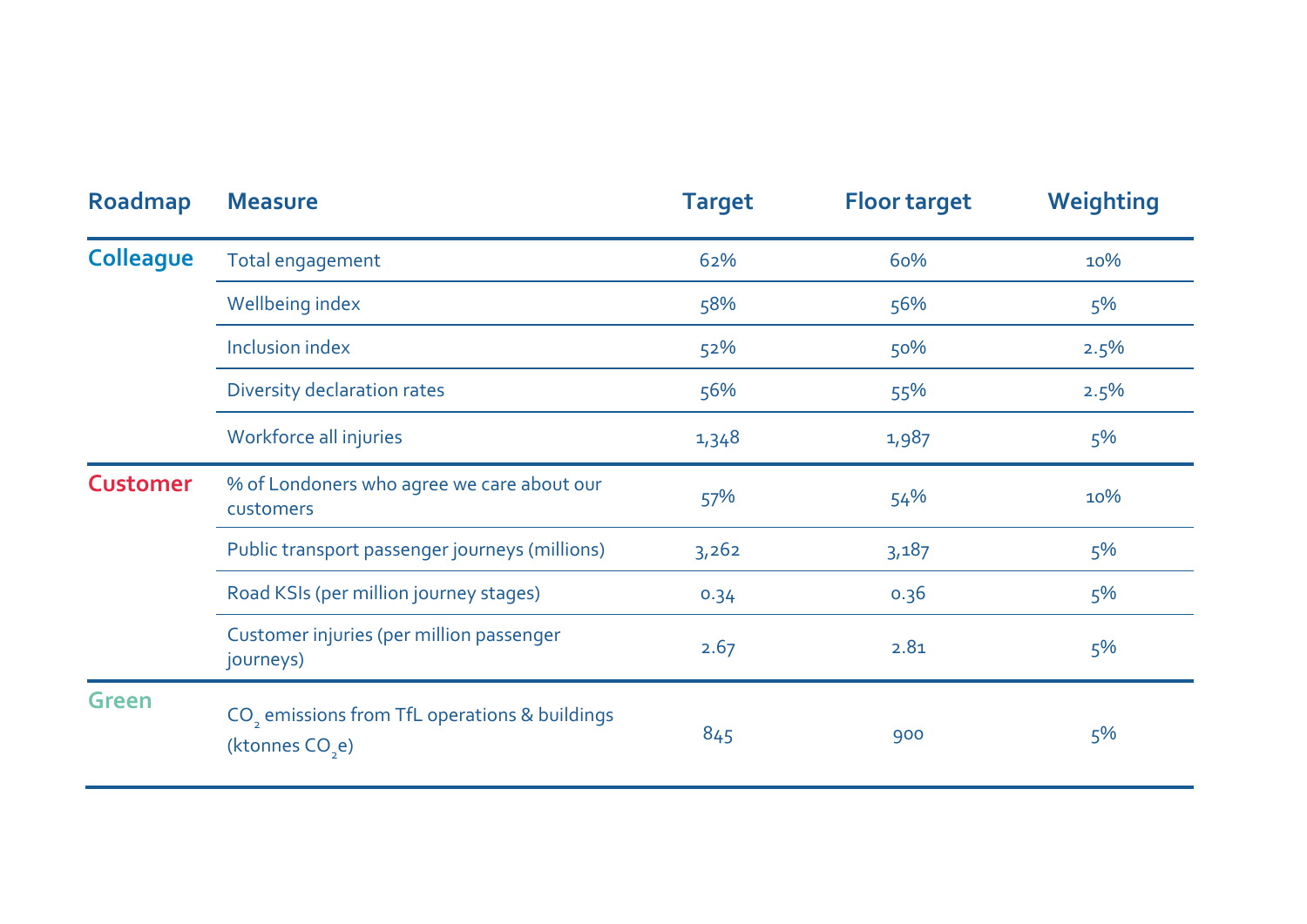| Roadmap | Measure | Target | Floor target | Weighting |
|---|---|---|---|---|
| **Colleague** | Total engagement | 62% | 60% | 10% |
| | Wellbeing index | 58% | 56% | 5% |
| | Inclusion index | 52% | 50% | 2.5% |
| | Diversity declaration rates | 56% | 55% | 2.5% |
| | Workforce all injuries | 1,348 | 1,987 | 5% |
| **Customer** | % of Londoners who agree we care about our customers | 57% | 54% | 10% |
| | Public transport passenger journeys (millions) | 3,262 | 3,187 | 5% |
| | Road KSIs (per million journey stages) | 0.34 | 0.36 | 5% |
| | Customer injuries (per million passenger journeys) | 2.67 | 2.81 | 5% |
| **Green** | $CO_2$ emissions from TfL operations & buildings (ktonnes $CO_2$e) | 845 | 900 | 5% |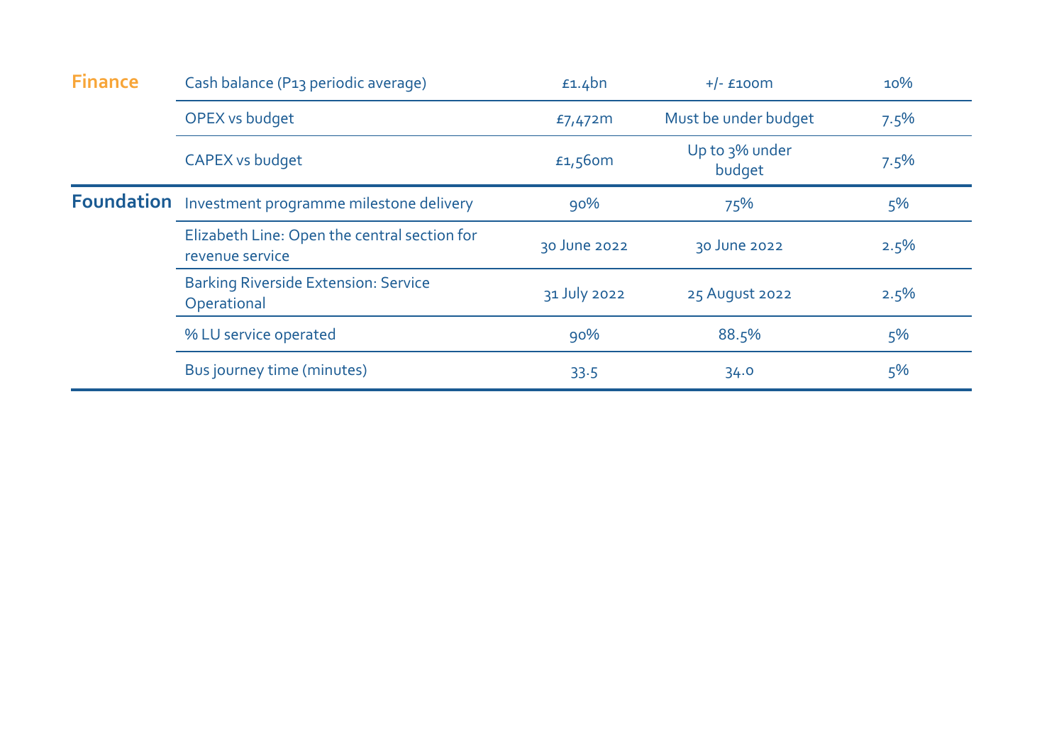| | | | | |
|---|---|---|---|---|
| **Finance** | Cash balance (P13 periodic average) | £1.4bn | +/- £100m | 10% |
| | OPEX vs budget | £7,472m | Must be under budget | 7.5% |
| | CAPEX vs budget | £1,560m | Up to 3% under budget | 7.5% |
| **Foundation** | Investment programme milestone delivery | 90% | 75% | 5% |
| | Elizabeth Line: Open the central section for revenue service | 30 June 2022 | 30 June 2022 | 2.5% |
| | Barking Riverside Extension: Service Operational | 31 July 2022 | 25 August 2022 | 2.5% |
| | % LU service operated | 90% | 88.5% | 5% |
| | Bus journey time (minutes) | 33.5 | 34.0 | 5% |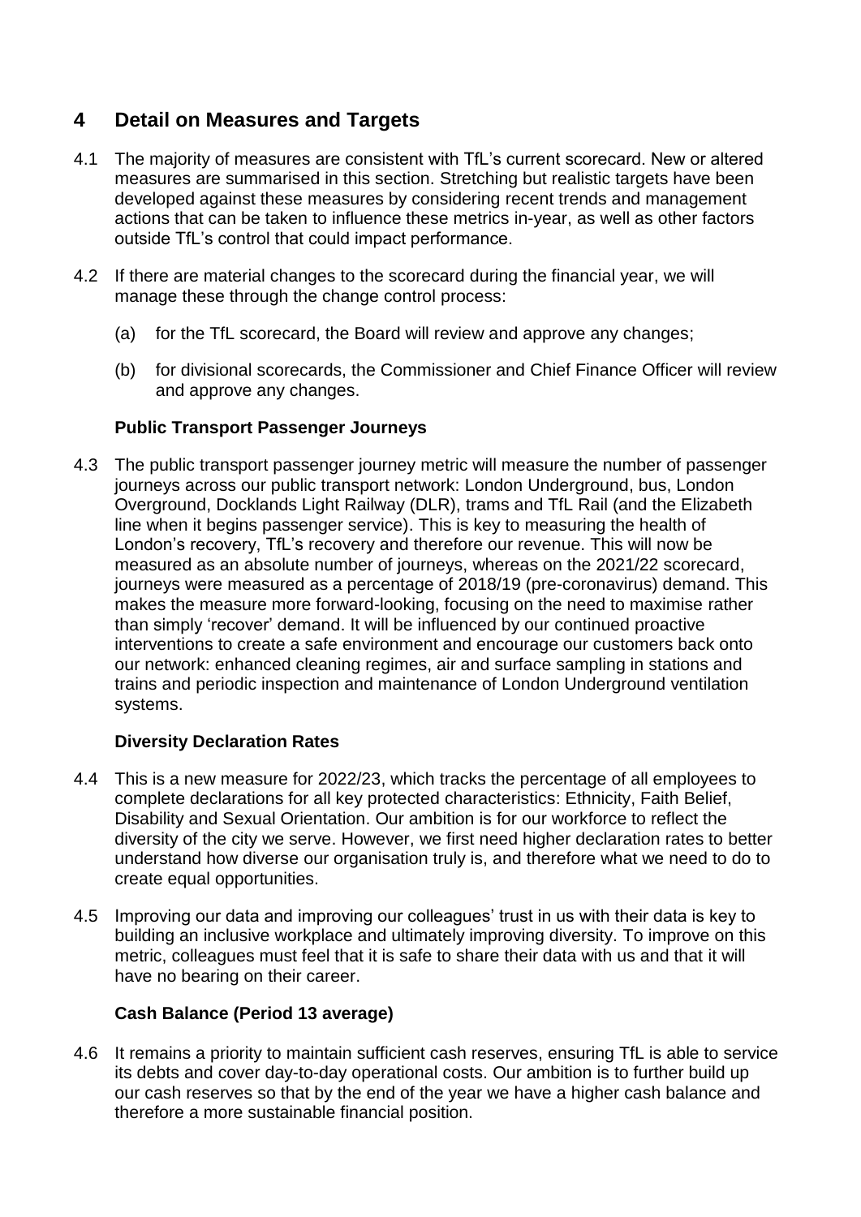## 4 Detail on Measures and Targets

4.1 The majority of measures are consistent with TfL's current scorecard. New or altered measures are summarised in this section. Stretching but realistic targets have been developed against these measures by considering recent trends and management actions that can be taken to influence these metrics in-year, as well as other factors outside TfL's control that could impact performance.

4.2 If there are material changes to the scorecard during the financial year, we will manage these through the change control process:

(a) for the TfL scorecard, the Board will review and approve any changes;

(b) for divisional scorecards, the Commissioner and Chief Finance Officer will review and approve any changes.

**Public Transport Passenger Journeys**

4.3 The public transport passenger journey metric will measure the number of passenger journeys across our public transport network: London Underground, bus, London Overground, Docklands Light Railway (DLR), trams and TfL Rail (and the Elizabeth line when it begins passenger service). This is key to measuring the health of London's recovery, TfL's recovery and therefore our revenue. This will now be measured as an absolute number of journeys, whereas on the 2021/22 scorecard, journeys were measured as a percentage of 2018/19 (pre-coronavirus) demand. This makes the measure more forward-looking, focusing on the need to maximise rather than simply 'recover' demand. It will be influenced by our continued proactive interventions to create a safe environment and encourage our customers back onto our network: enhanced cleaning regimes, air and surface sampling in stations and trains and periodic inspection and maintenance of London Underground ventilation systems.

**Diversity Declaration Rates**

4.4 This is a new measure for 2022/23, which tracks the percentage of all employees to complete declarations for all key protected characteristics: Ethnicity, Faith Belief, Disability and Sexual Orientation. Our ambition is for our workforce to reflect the diversity of the city we serve. However, we first need higher declaration rates to better understand how diverse our organisation truly is, and therefore what we need to do to create equal opportunities.

4.5 Improving our data and improving our colleagues' trust in us with their data is key to building an inclusive workplace and ultimately improving diversity. To improve on this metric, colleagues must feel that it is safe to share their data with us and that it will have no bearing on their career.

**Cash Balance (Period 13 average)**

4.6 It remains a priority to maintain sufficient cash reserves, ensuring TfL is able to service its debts and cover day-to-day operational costs. Our ambition is to further build up our cash reserves so that by the end of the year we have a higher cash balance and therefore a more sustainable financial position.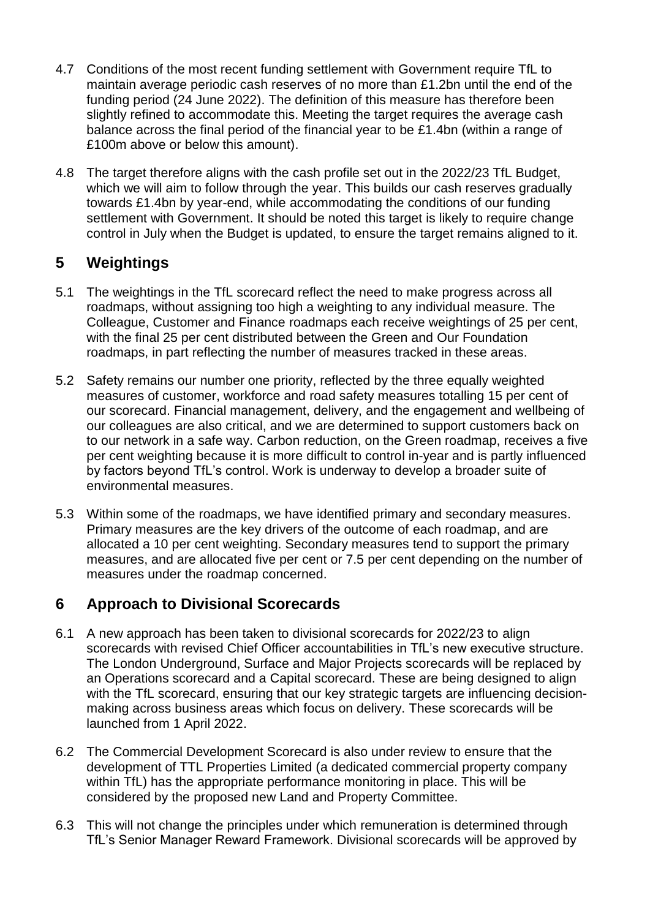4.7 Conditions of the most recent funding settlement with Government require TfL to maintain average periodic cash reserves of no more than £1.2bn until the end of the funding period (24 June 2022). The definition of this measure has therefore been slightly refined to accommodate this. Meeting the target requires the average cash balance across the final period of the financial year to be £1.4bn (within a range of £100m above or below this amount).

4.8 The target therefore aligns with the cash profile set out in the 2022/23 TfL Budget, which we will aim to follow through the year. This builds our cash reserves gradually towards £1.4bn by year-end, while accommodating the conditions of our funding settlement with Government. It should be noted this target is likely to require change control in July when the Budget is updated, to ensure the target remains aligned to it.

## 5 Weightings

5.1 The weightings in the TfL scorecard reflect the need to make progress across all roadmaps, without assigning too high a weighting to any individual measure. The Colleague, Customer and Finance roadmaps each receive weightings of 25 per cent, with the final 25 per cent distributed between the Green and Our Foundation roadmaps, in part reflecting the number of measures tracked in these areas.

5.2 Safety remains our number one priority, reflected by the three equally weighted measures of customer, workforce and road safety measures totalling 15 per cent of our scorecard. Financial management, delivery, and the engagement and wellbeing of our colleagues are also critical, and we are determined to support customers back on to our network in a safe way. Carbon reduction, on the Green roadmap, receives a five per cent weighting because it is more difficult to control in-year and is partly influenced by factors beyond TfL's control. Work is underway to develop a broader suite of environmental measures.

5.3 Within some of the roadmaps, we have identified primary and secondary measures. Primary measures are the key drivers of the outcome of each roadmap, and are allocated a 10 per cent weighting. Secondary measures tend to support the primary measures, and are allocated five per cent or 7.5 per cent depending on the number of measures under the roadmap concerned.

## 6 Approach to Divisional Scorecards

6.1 A new approach has been taken to divisional scorecards for 2022/23 to align scorecards with revised Chief Officer accountabilities in TfL's new executive structure. The London Underground, Surface and Major Projects scorecards will be replaced by an Operations scorecard and a Capital scorecard. These are being designed to align with the TfL scorecard, ensuring that our key strategic targets are influencing decision-making across business areas which focus on delivery. These scorecards will be launched from 1 April 2022.

6.2 The Commercial Development Scorecard is also under review to ensure that the development of TTL Properties Limited (a dedicated commercial property company within TfL) has the appropriate performance monitoring in place. This will be considered by the proposed new Land and Property Committee.

6.3 This will not change the principles under which remuneration is determined through TfL's Senior Manager Reward Framework. Divisional scorecards will be approved by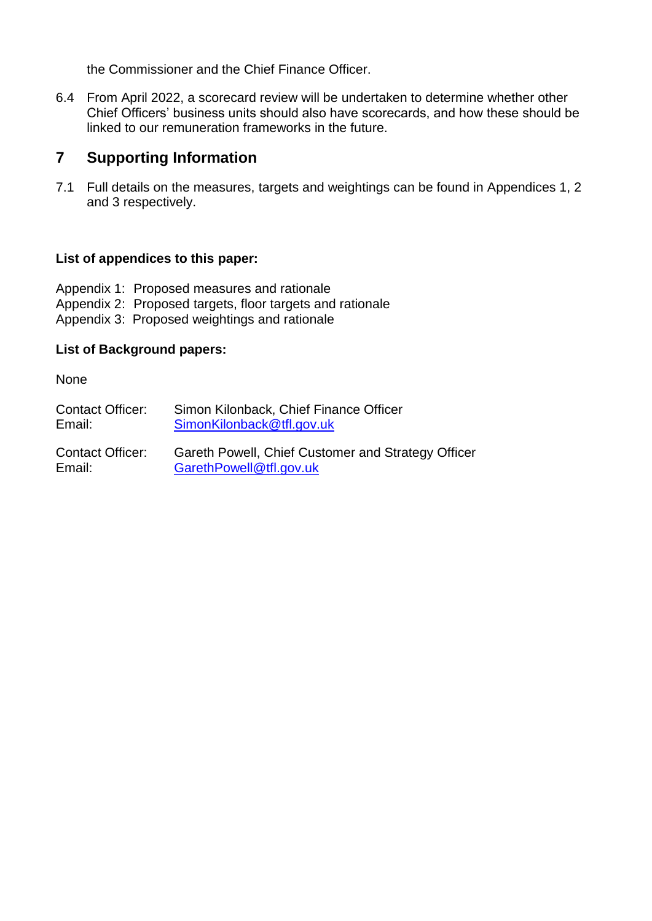the Commissioner and the Chief Finance Officer.

6.4 From April 2022, a scorecard review will be undertaken to determine whether other Chief Officers' business units should also have scorecards, and how these should be linked to our remuneration frameworks in the future.

## 7 Supporting Information

7.1 Full details on the measures, targets and weightings can be found in Appendices 1, 2 and 3 respectively.

**List of appendices to this paper:**

Appendix 1: Proposed measures and rationale
Appendix 2: Proposed targets, floor targets and rationale
Appendix 3: Proposed weightings and rationale

**List of Background papers:**

None

Contact Officer: Simon Kilonback, Chief Finance Officer
Email: SimonKilonback@tfl.gov.uk

Contact Officer: Gareth Powell, Chief Customer and Strategy Officer
Email: GarethPowell@tfl.gov.uk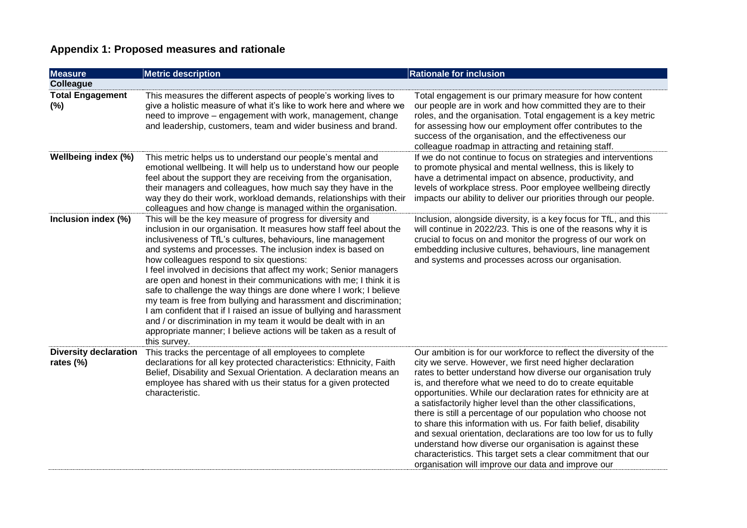## Appendix 1: Proposed measures and rationale

| Measure | Metric description | Rationale for inclusion |
| --- | --- | --- |
| **Colleague** | | |
| **Total Engagement (%)** | This measures the different aspects of people's working lives to give a holistic measure of what it's like to work here and where we need to improve – engagement with work, management, change and leadership, customers, team and wider business and brand. | Total engagement is our primary measure for how content our people are in work and how committed they are to their roles, and the organisation. Total engagement is a key metric for assessing how our employment offer contributes to the success of the organisation, and the effectiveness our colleague roadmap in attracting and retaining staff. |
| **Wellbeing index (%)** | This metric helps us to understand our people's mental and emotional wellbeing. It will help us to understand how our people feel about the support they are receiving from the organisation, their managers and colleagues, how much say they have in the way they do their work, workload demands, relationships with their colleagues and how change is managed within the organisation. | If we do not continue to focus on strategies and interventions to promote physical and mental wellness, this is likely to have a detrimental impact on absence, productivity, and levels of workplace stress. Poor employee wellbeing directly impacts our ability to deliver our priorities through our people. |
| **Inclusion index (%)** | This will be the key measure of progress for diversity and inclusion in our organisation. It measures how staff feel about the inclusiveness of TfL's cultures, behaviours, line management and systems and processes. The inclusion index is based on how colleagues respond to six questions: I feel involved in decisions that affect my work; Senior managers are open and honest in their communications with me; I think it is safe to challenge the way things are done where I work; I believe my team is free from bullying and harassment and discrimination; I am confident that if I raised an issue of bullying and harassment and / or discrimination in my team it would be dealt with in an appropriate manner; I believe actions will be taken as a result of this survey. | Inclusion, alongside diversity, is a key focus for TfL, and this will continue in 2022/23. This is one of the reasons why it is crucial to focus on and monitor the progress of our work on embedding inclusive cultures, behaviours, line management and systems and processes across our organisation. |
| **Diversity declaration rates (%)** | This tracks the percentage of all employees to complete declarations for all key protected characteristics: Ethnicity, Faith Belief, Disability and Sexual Orientation. A declaration means an employee has shared with us their status for a given protected characteristic. | Our ambition is for our workforce to reflect the diversity of the city we serve. However, we first need higher declaration rates to better understand how diverse our organisation truly is, and therefore what we need to do to create equitable opportunities. While our declaration rates for ethnicity are at a satisfactorily higher level than the other classifications, there is still a percentage of our population who choose not to share this information with us. For faith belief, disability and sexual orientation, declarations are too low for us to fully understand how diverse our organisation is against these characteristics. This target sets a clear commitment that our organisation will improve our data and improve our |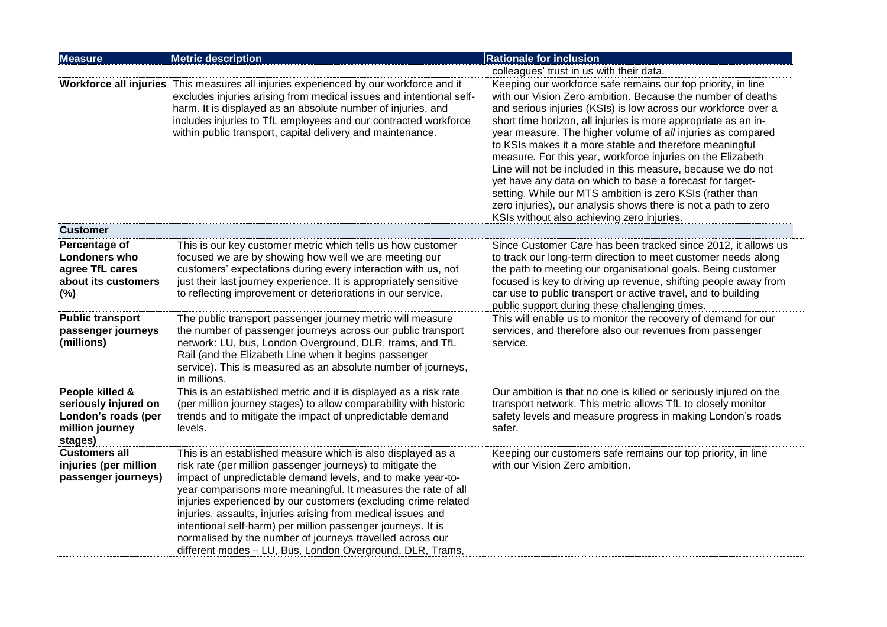| Measure | Metric description | Rationale for inclusion |
| --- | --- | --- |
| | | colleagues' trust in us with their data. |
| **Workforce all injuries** | This measures all injuries experienced by our workforce and it excludes injuries arising from medical issues and intentional self-harm. It is displayed as an absolute number of injuries, and includes injuries to TfL employees and our contracted workforce within public transport, capital delivery and maintenance. | Keeping our workforce safe remains our top priority, in line with our Vision Zero ambition. Because the number of deaths and serious injuries (KSIs) is low across our workforce over a short time horizon, all injuries is more appropriate as an in-year measure. The higher volume of *all* injuries as compared to KSIs makes it a more stable and therefore meaningful measure. For this year, workforce injuries on the Elizabeth Line will not be included in this measure, because we do not yet have any data on which to base a forecast for target-setting. While our MTS ambition is zero KSIs (rather than zero injuries), our analysis shows there is not a path to zero KSIs without also achieving zero injuries. |
| **Customer** | | |
| **Percentage of Londoners who agree TfL cares about its customers (%)** | This is our key customer metric which tells us how customer focused we are by showing how well we are meeting our customers' expectations during every interaction with us, not just their last journey experience. It is appropriately sensitive to reflecting improvement or deteriorations in our service. | Since Customer Care has been tracked since 2012, it allows us to track our long-term direction to meet customer needs along the path to meeting our organisational goals. Being customer focused is key to driving up revenue, shifting people away from car use to public transport or active travel, and to building public support during these challenging times. |
| **Public transport passenger journeys (millions)** | The public transport passenger journey metric will measure the number of passenger journeys across our public transport network: LU, bus, London Overground, DLR, trams, and TfL Rail (and the Elizabeth Line when it begins passenger service). This is measured as an absolute number of journeys, in millions. | This will enable us to monitor the recovery of demand for our services, and therefore also our revenues from passenger service. |
| **People killed & seriously injured on London's roads (per million journey stages)** | This is an established metric and it is displayed as a risk rate (per million journey stages) to allow comparability with historic trends and to mitigate the impact of unpredictable demand levels. | Our ambition is that no one is killed or seriously injured on the transport network. This metric allows TfL to closely monitor safety levels and measure progress in making London's roads safer. |
| **Customers all injuries (per million passenger journeys)** | This is an established measure which is also displayed as a risk rate (per million passenger journeys) to mitigate the impact of unpredictable demand levels, and to make year-to-year comparisons more meaningful. It measures the rate of all injuries experienced by our customers (excluding crime related injuries, assaults, injuries arising from medical issues and intentional self-harm) per million passenger journeys. It is normalised by the number of journeys travelled across our different modes – LU, Bus, London Overground, DLR, Trams, | Keeping our customers safe remains our top priority, in line with our Vision Zero ambition. |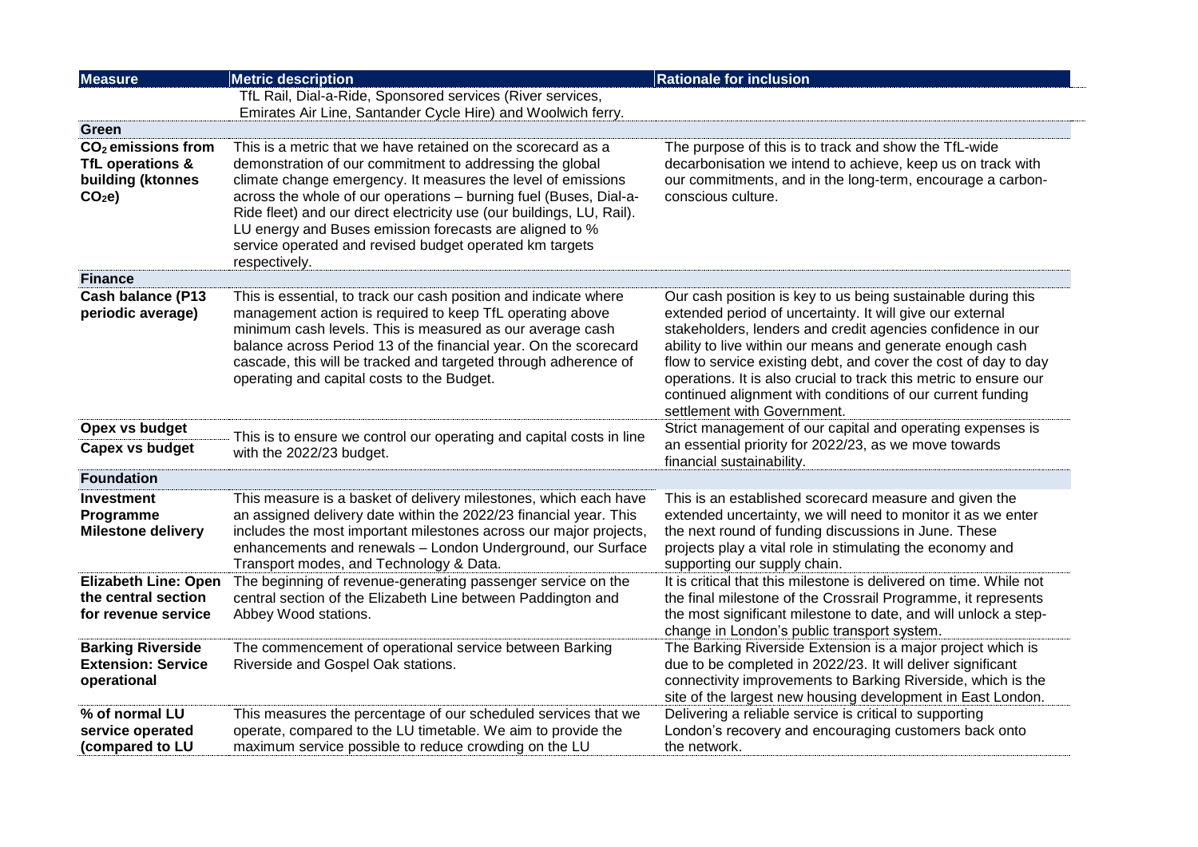| Measure | Metric description | Rationale for inclusion |
|---|---|---|
| | TfL Rail, Dial-a-Ride, Sponsored services (River services, Emirates Air Line, Santander Cycle Hire) and Woolwich ferry. | |
| **Green** | | |
| **$CO_2$ emissions from TfL operations & building (ktonnes $CO_2e$)** | This is a metric that we have retained on the scorecard as a demonstration of our commitment to addressing the global climate change emergency. It measures the level of emissions across the whole of our operations – burning fuel (Buses, Dial-a-Ride fleet) and our direct electricity use (our buildings, LU, Rail). LU energy and Buses emission forecasts are aligned to % service operated and revised budget operated km targets respectively. | The purpose of this is to track and show the TfL-wide decarbonisation we intend to achieve, keep us on track with our commitments, and in the long-term, encourage a carbon-conscious culture. |
| **Finance** | | |
| **Cash balance (P13 periodic average)** | This is essential, to track our cash position and indicate where management action is required to keep TfL operating above minimum cash levels. This is measured as our average cash balance across Period 13 of the financial year. On the scorecard cascade, this will be tracked and targeted through adherence of operating and capital costs to the Budget. | Our cash position is key to us being sustainable during this extended period of uncertainty. It will give our external stakeholders, lenders and credit agencies confidence in our ability to live within our means and generate enough cash flow to service existing debt, and cover the cost of day to day operations. It is also crucial to track this metric to ensure our continued alignment with conditions of our current funding settlement with Government. |
| **Opex vs budget** | This is to ensure we control our operating and capital costs in line with the 2022/23 budget. | Strict management of our capital and operating expenses is an essential priority for 2022/23, as we move towards financial sustainability. |
| **Capex vs budget** | | |
| **Foundation** | | |
| **Investment Programme Milestone delivery** | This measure is a basket of delivery milestones, which each have an assigned delivery date within the 2022/23 financial year. This includes the most important milestones across our major projects, enhancements and renewals – London Underground, our Surface Transport modes, and Technology & Data. | This is an established scorecard measure and given the extended uncertainty, we will need to monitor it as we enter the next round of funding discussions in June. These projects play a vital role in stimulating the economy and supporting our supply chain. |
| **Elizabeth Line: Open the central section for revenue service** | The beginning of revenue-generating passenger service on the central section of the Elizabeth Line between Paddington and Abbey Wood stations. | It is critical that this milestone is delivered on time. While not the final milestone of the Crossrail Programme, it represents the most significant milestone to date, and will unlock a step-change in London's public transport system. |
| **Barking Riverside Extension: Service operational** | The commencement of operational service between Barking Riverside and Gospel Oak stations. | The Barking Riverside Extension is a major project which is due to be completed in 2022/23. It will deliver significant connectivity improvements to Barking Riverside, which is the site of the largest new housing development in East London. |
| **% of normal LU service operated (compared to LU** | This measures the percentage of our scheduled services that we operate, compared to the LU timetable. We aim to provide the maximum service possible to reduce crowding on the LU | Delivering a reliable service is critical to supporting London's recovery and encouraging customers back onto the network. |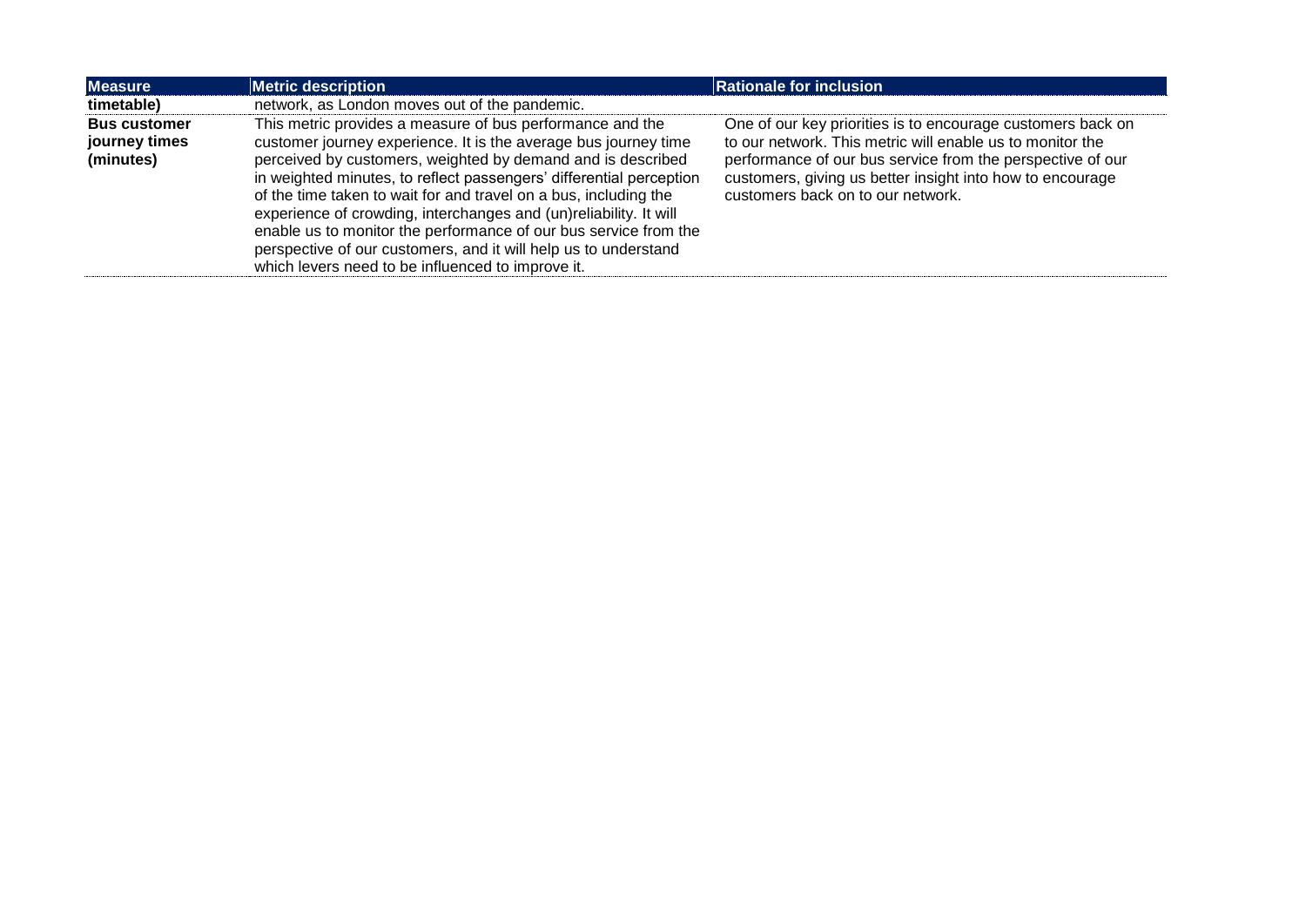| Measure | Metric description | Rationale for inclusion |
|---|---|---|
| **timetable)** | network, as London moves out of the pandemic. | |
| **Bus customer journey times (minutes)** | This metric provides a measure of bus performance and the customer journey experience. It is the average bus journey time perceived by customers, weighted by demand and is described in weighted minutes, to reflect passengers' differential perception of the time taken to wait for and travel on a bus, including the experience of crowding, interchanges and (un)reliability. It will enable us to monitor the performance of our bus service from the perspective of our customers, and it will help us to understand which levers need to be influenced to improve it. | One of our key priorities is to encourage customers back on to our network. This metric will enable us to monitor the performance of our bus service from the perspective of our customers, giving us better insight into how to encourage customers back on to our network. |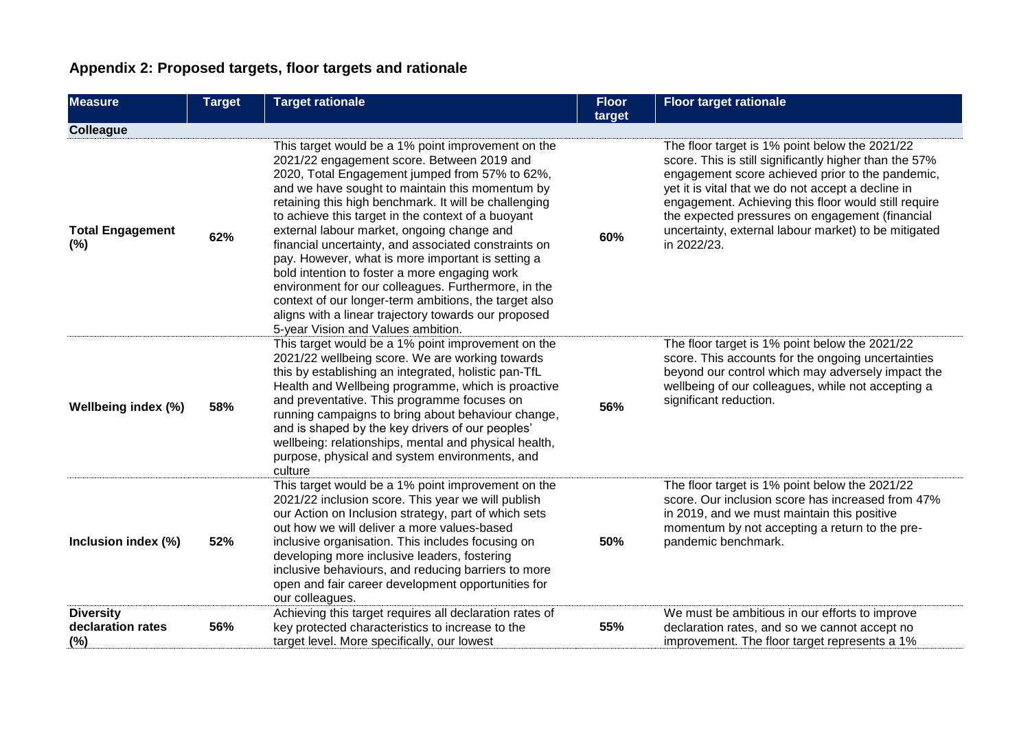## Appendix 2: Proposed targets, floor targets and rationale

| Measure | Target | Target rationale | Floor target | Floor target rationale |
|---|---|---|---|---|
| **Colleague** | | | | |
| **Total Engagement (%)** | **62%** | This target would be a 1% point improvement on the 2021/22 engagement score. Between 2019 and 2020, Total Engagement jumped from 57% to 62%, and we have sought to maintain this momentum by retaining this high benchmark. It will be challenging to achieve this target in the context of a buoyant external labour market, ongoing change and financial uncertainty, and associated constraints on pay. However, what is more important is setting a bold intention to foster a more engaging work environment for our colleagues. Furthermore, in the context of our longer-term ambitions, the target also aligns with a linear trajectory towards our proposed 5-year Vision and Values ambition. | **60%** | The floor target is 1% point below the 2021/22 score. This is still significantly higher than the 57% engagement score achieved prior to the pandemic, yet it is vital that we do not accept a decline in engagement. Achieving this floor would still require the expected pressures on engagement (financial uncertainty, external labour market) to be mitigated in 2022/23. |
| **Wellbeing index (%)** | **58%** | This target would be a 1% point improvement on the 2021/22 wellbeing score. We are working towards this by establishing an integrated, holistic pan-TfL Health and Wellbeing programme, which is proactive and preventative. This programme focuses on running campaigns to bring about behaviour change, and is shaped by the key drivers of our peoples' wellbeing: relationships, mental and physical health, purpose, physical and system environments, and culture | **56%** | The floor target is 1% point below the 2021/22 score. This accounts for the ongoing uncertainties beyond our control which may adversely impact the wellbeing of our colleagues, while not accepting a significant reduction. |
| **Inclusion index (%)** | **52%** | This target would be a 1% point improvement on the 2021/22 inclusion score. This year we will publish our Action on Inclusion strategy, part of which sets out how we will deliver a more values-based inclusive organisation. This includes focusing on developing more inclusive leaders, fostering inclusive behaviours, and reducing barriers to more open and fair career development opportunities for our colleagues. | **50%** | The floor target is 1% point below the 2021/22 score. Our inclusion score has increased from 47% in 2019, and we must maintain this positive momentum by not accepting a return to the pre-pandemic benchmark. |
| **Diversity declaration rates (%)** | **56%** | Achieving this target requires all declaration rates of key protected characteristics to increase to the target level. More specifically, our lowest | **55%** | We must be ambitious in our efforts to improve declaration rates, and so we cannot accept no improvement. The floor target represents a 1% |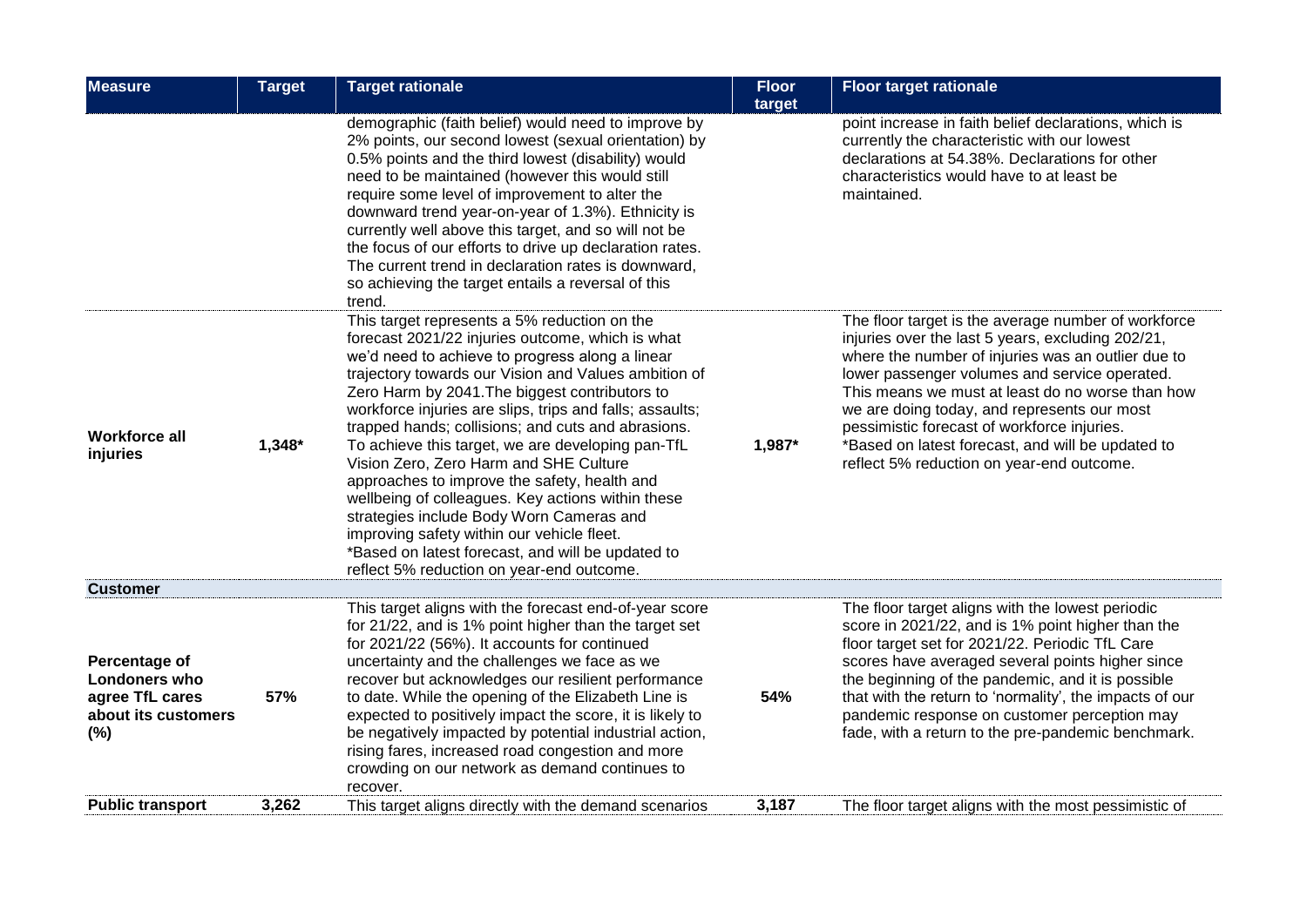| Measure | Target | Target rationale | Floor target | Floor target rationale |
|---|---|---|---|---|
| | | demographic (faith belief) would need to improve by 2% points, our second lowest (sexual orientation) by 0.5% points and the third lowest (disability) would need to be maintained (however this would still require some level of improvement to alter the downward trend year-on-year of 1.3%). Ethnicity is currently well above this target, and so will not be the focus of our efforts to drive up declaration rates. The current trend in declaration rates is downward, so achieving the target entails a reversal of this trend. | | point increase in faith belief declarations, which is currently the characteristic with our lowest declarations at 54.38%. Declarations for other characteristics would have to at least be maintained. |
| **Workforce all injuries** | 1,348* | This target represents a 5% reduction on the forecast 2021/22 injuries outcome, which is what we'd need to achieve to progress along a linear trajectory towards our Vision and Values ambition of Zero Harm by 2041.The biggest contributors to workforce injuries are slips, trips and falls; assaults; trapped hands; collisions; and cuts and abrasions. To achieve this target, we are developing pan-TfL Vision Zero, Zero Harm and SHE Culture approaches to improve the safety, health and wellbeing of colleagues. Key actions within these strategies include Body Worn Cameras and improving safety within our vehicle fleet. *Based on latest forecast, and will be updated to reflect 5% reduction on year-end outcome. | 1,987* | The floor target is the average number of workforce injuries over the last 5 years, excluding 202/21, where the number of injuries was an outlier due to lower passenger volumes and service operated. This means we must at least do no worse than how we are doing today, and represents our most pessimistic forecast of workforce injuries. *Based on latest forecast, and will be updated to reflect 5% reduction on year-end outcome. |
| **Customer** | | | | |
| **Percentage of Londoners who agree TfL cares about its customers (%)** | 57% | This target aligns with the forecast end-of-year score for 21/22, and is 1% point higher than the target set for 2021/22 (56%). It accounts for continued uncertainty and the challenges we face as we recover but acknowledges our resilient performance to date. While the opening of the Elizabeth Line is expected to positively impact the score, it is likely to be negatively impacted by potential industrial action, rising fares, increased road congestion and more crowding on our network as demand continues to recover. | 54% | The floor target aligns with the lowest periodic score in 2021/22, and is 1% point higher than the floor target set for 2021/22. Periodic TfL Care scores have averaged several points higher since the beginning of the pandemic, and it is possible that with the return to 'normality', the impacts of our pandemic response on customer perception may fade, with a return to the pre-pandemic benchmark. |
| **Public transport** | 3,262 | This target aligns directly with the demand scenarios | 3,187 | The floor target aligns with the most pessimistic of |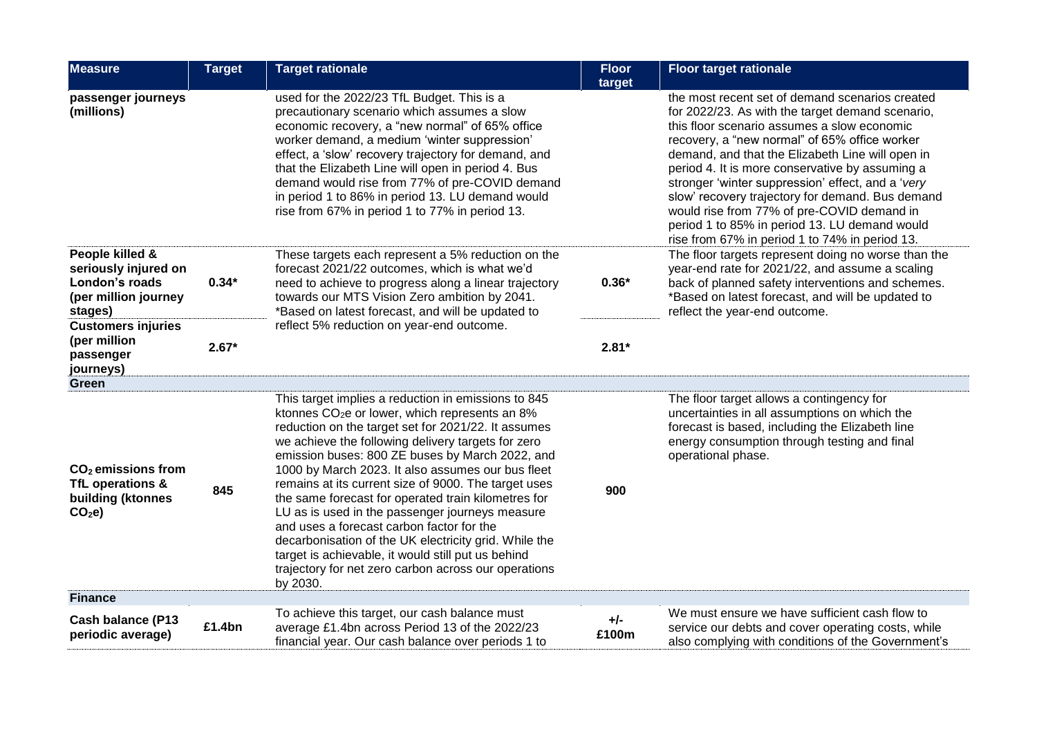| Measure | Target | Target rationale | Floor target | Floor target rationale |
|---|---|---|---|---|
| **passenger journeys (millions)** | | used for the 2022/23 TfL Budget. This is a precautionary scenario which assumes a slow economic recovery, a "new normal" of 65% office worker demand, a medium 'winter suppression' effect, a 'slow' recovery trajectory for demand, and that the Elizabeth Line will open in period 4. Bus demand would rise from 77% of pre-COVID demand in period 1 to 86% in period 13. LU demand would rise from 67% in period 1 to 77% in period 13. | | the most recent set of demand scenarios created for 2022/23. As with the target demand scenario, this floor scenario assumes a slow economic recovery, a "new normal" of 65% office worker demand, and that the Elizabeth Line will open in period 4. It is more conservative by assuming a stronger 'winter suppression' effect, and a '*very* slow' recovery trajectory for demand. Bus demand would rise from 77% of pre-COVID demand in period 1 to 85% in period 13. LU demand would rise from 67% in period 1 to 74% in period 13. |
| **People killed & seriously injured on London's roads (per million journey stages)** | **0.34*** | These targets each represent a 5% reduction on the forecast 2021/22 outcomes, which is what we'd need to achieve to progress along a linear trajectory towards our MTS Vision Zero ambition by 2041. *Based on latest forecast, and will be updated to reflect 5% reduction on year-end outcome. | **0.36*** | The floor targets represent doing no worse than the year-end rate for 2021/22, and assume a scaling back of planned safety interventions and schemes. *Based on latest forecast, and will be updated to reflect the year-end outcome. |
| **Customers injuries (per million passenger journeys)** | **2.67*** | | **2.81*** | |
| **Green** | | | | |
| **$CO_2$ emissions from TfL operations & building (ktonnes $CO_2e$)** | **845** | This target implies a reduction in emissions to 845 ktonnes $CO_2e$ or lower, which represents an 8% reduction on the target set for 2021/22. It assumes we achieve the following delivery targets for zero emission buses: 800 ZE buses by March 2022, and 1000 by March 2023. It also assumes our bus fleet remains at its current size of 9000. The target uses the same forecast for operated train kilometres for LU as is used in the passenger journeys measure and uses a forecast carbon factor for the decarbonisation of the UK electricity grid. While the target is achievable, it would still put us behind trajectory for net zero carbon across our operations by 2030. | **900** | The floor target allows a contingency for uncertainties in all assumptions on which the forecast is based, including the Elizabeth line energy consumption through testing and final operational phase. |
| **Finance** | | | | |
| **Cash balance (P13 periodic average)** | **£1.4bn** | To achieve this target, our cash balance must average £1.4bn across Period 13 of the 2022/23 financial year. Our cash balance over periods 1 to | **+/- £100m** | We must ensure we have sufficient cash flow to service our debts and cover operating costs, while also complying with conditions of the Government's |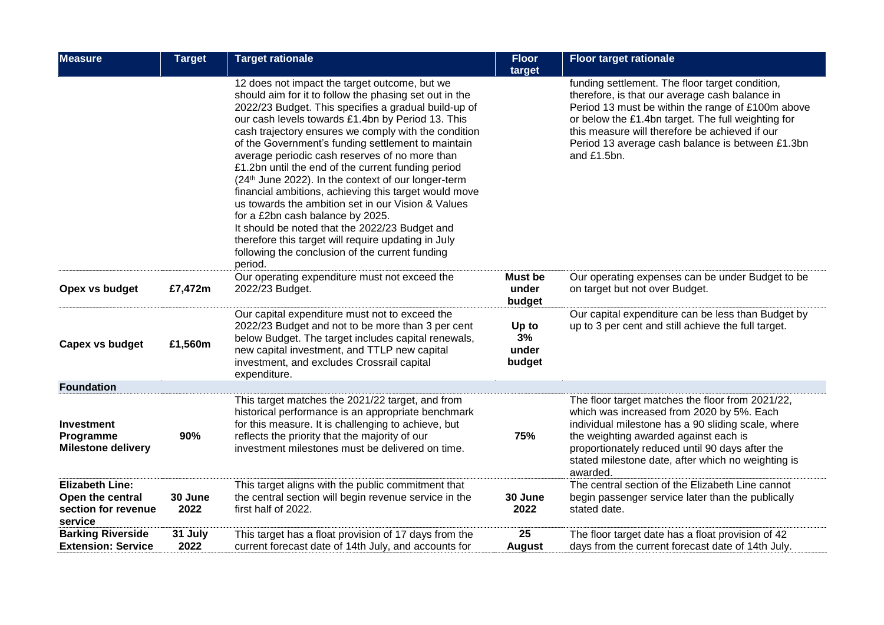| Measure | Target | Target rationale | Floor target | Floor target rationale |
|---|---|---|---|---|
| | | 12 does not impact the target outcome, but we should aim for it to follow the phasing set out in the 2022/23 Budget. This specifies a gradual build-up of our cash levels towards £1.4bn by Period 13. This cash trajectory ensures we comply with the condition of the Government's funding settlement to maintain average periodic cash reserves of no more than £1.2bn until the end of the current funding period (24th June 2022). In the context of our longer-term financial ambitions, achieving this target would move us towards the ambition set in our Vision & Values for a £2bn cash balance by 2025. It should be noted that the 2022/23 Budget and therefore this target will require updating in July following the conclusion of the current funding period. | | funding settlement. The floor target condition, therefore, is that our average cash balance in Period 13 must be within the range of £100m above or below the £1.4bn target. The full weighting for this measure will therefore be achieved if our Period 13 average cash balance is between £1.3bn and £1.5bn. |
| **Opex vs budget** | **£7,472m** | Our operating expenditure must not exceed the 2022/23 Budget. | **Must be under budget** | Our operating expenses can be under Budget to be on target but not over Budget. |
| **Capex vs budget** | **£1,560m** | Our capital expenditure must not to exceed the 2022/23 Budget and not to be more than 3 per cent below Budget. The target includes capital renewals, new capital investment, and TTLP new capital investment, and excludes Crossrail capital expenditure. | **Up to 3% under budget** | Our capital expenditure can be less than Budget by up to 3 per cent and still achieve the full target. |
| **Foundation** | | | | |
| **Investment Programme Milestone delivery** | **90%** | This target matches the 2021/22 target, and from historical performance is an appropriate benchmark for this measure. It is challenging to achieve, but reflects the priority that the majority of our investment milestones must be delivered on time. | **75%** | The floor target matches the floor from 2021/22, which was increased from 2020 by 5%. Each individual milestone has a 90 sliding scale, where the weighting awarded against each is proportionately reduced until 90 days after the stated milestone date, after which no weighting is awarded. |
| **Elizabeth Line: Open the central section for revenue service** | **30 June 2022** | This target aligns with the public commitment that the central section will begin revenue service in the first half of 2022. | **30 June 2022** | The central section of the Elizabeth Line cannot begin passenger service later than the publically stated date. |
| **Barking Riverside Extension: Service** | **31 July 2022** | This target has a float provision of 17 days from the current forecast date of 14th July, and accounts for | **25 August** | The floor target date has a float provision of 42 days from the current forecast date of 14th July. |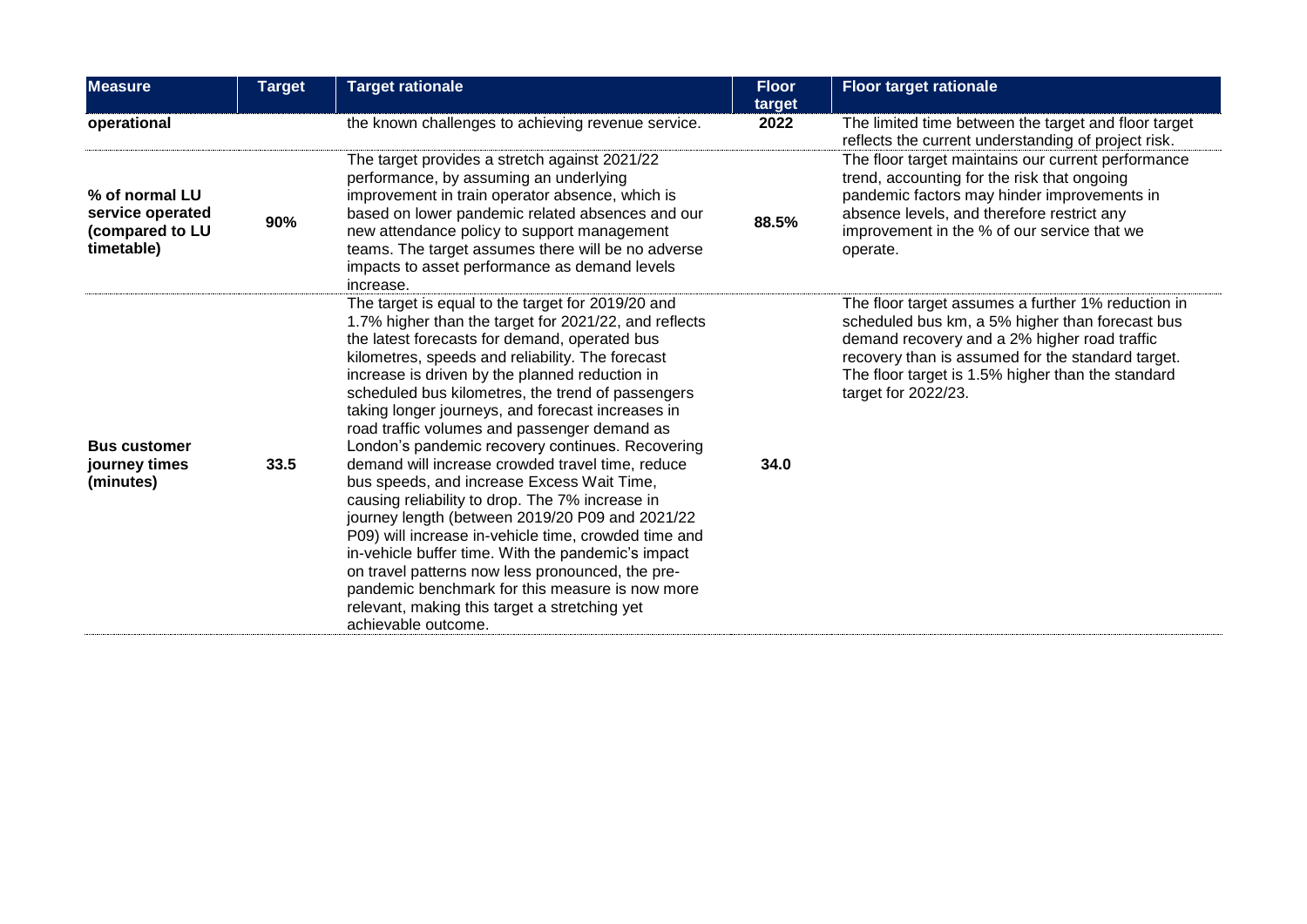| Measure | Target | Target rationale | Floor target | Floor target rationale |
|---|---|---|---|---|
| **operational** | | the known challenges to achieving revenue service. | **2022** | The limited time between the target and floor target reflects the current understanding of project risk. |
| **% of normal LU service operated (compared to LU timetable)** | **90%** | The target provides a stretch against 2021/22 performance, by assuming an underlying improvement in train operator absence, which is based on lower pandemic related absences and our new attendance policy to support management teams. The target assumes there will be no adverse impacts to asset performance as demand levels increase. | **88.5%** | The floor target maintains our current performance trend, accounting for the risk that ongoing pandemic factors may hinder improvements in absence levels, and therefore restrict any improvement in the % of our service that we operate. |
| **Bus customer journey times (minutes)** | **33.5** | The target is equal to the target for 2019/20 and 1.7% higher than the target for 2021/22, and reflects the latest forecasts for demand, operated bus kilometres, speeds and reliability. The forecast increase is driven by the planned reduction in scheduled bus kilometres, the trend of passengers taking longer journeys, and forecast increases in road traffic volumes and passenger demand as London's pandemic recovery continues. Recovering demand will increase crowded travel time, reduce bus speeds, and increase Excess Wait Time, causing reliability to drop. The 7% increase in journey length (between 2019/20 P09 and 2021/22 P09) will increase in-vehicle time, crowded time and in-vehicle buffer time. With the pandemic's impact on travel patterns now less pronounced, the pre-pandemic benchmark for this measure is now more relevant, making this target a stretching yet achievable outcome. | **34.0** | The floor target assumes a further 1% reduction in scheduled bus km, a 5% higher than forecast bus demand recovery and a 2% higher road traffic recovery than is assumed for the standard target. The floor target is 1.5% higher than the standard target for 2022/23. |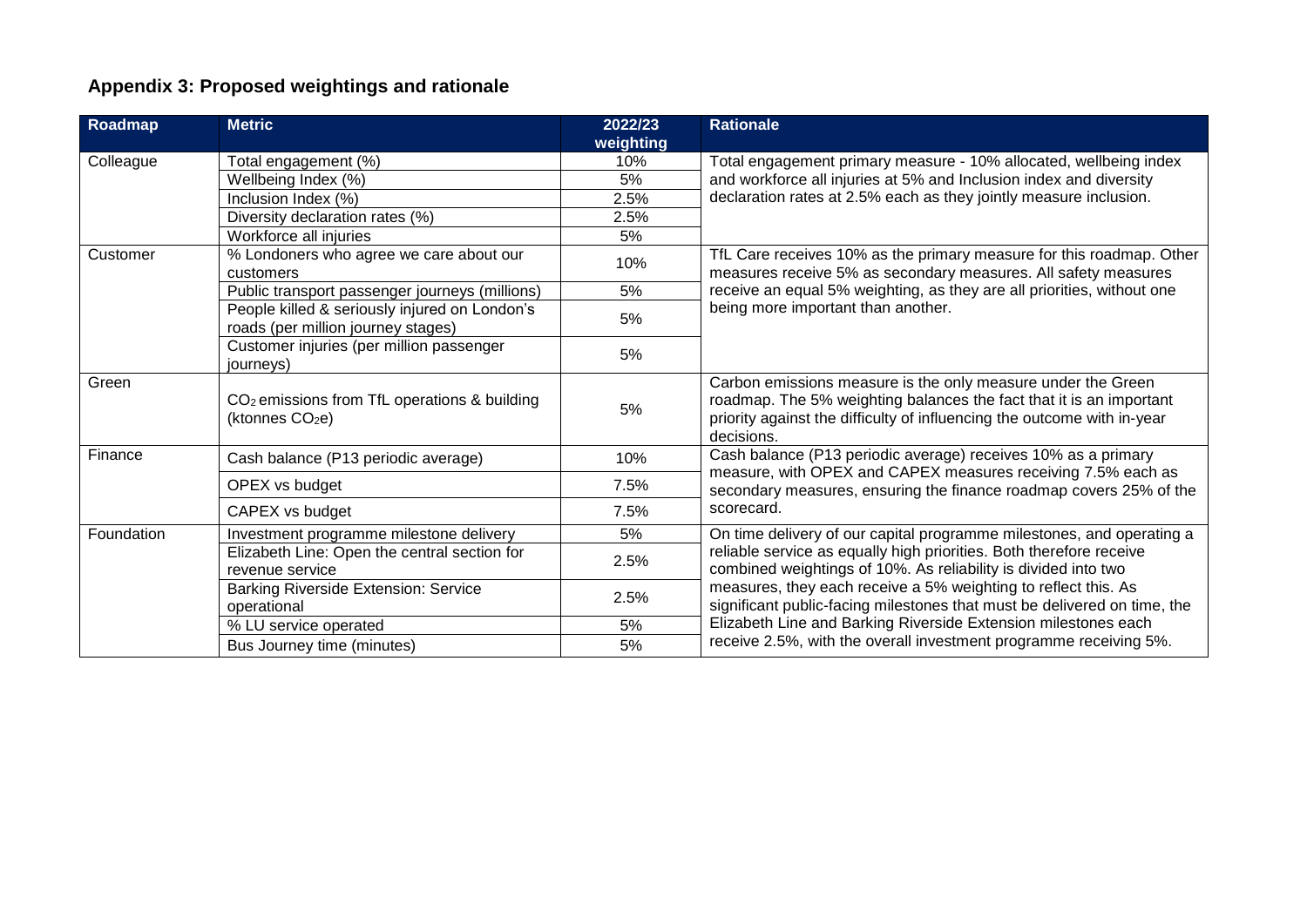## Appendix 3: Proposed weightings and rationale

| Roadmap | Metric | 2022/23 weighting | Rationale |
|---|---|---|---|
| Colleague | Total engagement (%) | 10% | Total engagement primary measure - 10% allocated, wellbeing index and workforce all injuries at 5% and Inclusion index and diversity declaration rates at 2.5% each as they jointly measure inclusion. |
| | Wellbeing Index (%) | 5% | |
| | Inclusion Index (%) | 2.5% | |
| | Diversity declaration rates (%) | 2.5% | |
| | Workforce all injuries | 5% | |
| Customer | % Londoners who agree we care about our customers | 10% | TfL Care receives 10% as the primary measure for this roadmap. Other measures receive 5% as secondary measures. All safety measures receive an equal 5% weighting, as they are all priorities, without one being more important than another. |
| | Public transport passenger journeys (millions) | 5% | |
| | People killed & seriously injured on London's roads (per million journey stages) | 5% | |
| | Customer injuries (per million passenger journeys) | 5% | |
| Green | $CO_2$ emissions from TfL operations & building (ktonnes $CO_2e$) | 5% | Carbon emissions measure is the only measure under the Green roadmap. The 5% weighting balances the fact that it is an important priority against the difficulty of influencing the outcome with in-year decisions. |
| Finance | Cash balance (P13 periodic average) | 10% | Cash balance (P13 periodic average) receives 10% as a primary measure, with OPEX and CAPEX measures receiving 7.5% each as secondary measures, ensuring the finance roadmap covers 25% of the scorecard. |
| | OPEX vs budget | 7.5% | |
| | CAPEX vs budget | 7.5% | |
| Foundation | Investment programme milestone delivery | 5% | On time delivery of our capital programme milestones, and operating a reliable service as equally high priorities. Both therefore receive combined weightings of 10%. As reliability is divided into two measures, they each receive a 5% weighting to reflect this. As significant public-facing milestones that must be delivered on time, the Elizabeth Line and Barking Riverside Extension milestones each receive 2.5%, with the overall investment programme receiving 5%. |
| | Elizabeth Line: Open the central section for revenue service | 2.5% | |
| | Barking Riverside Extension: Service operational | 2.5% | |
| | % LU service operated | 5% | |
| | Bus Journey time (minutes) | 5% | |